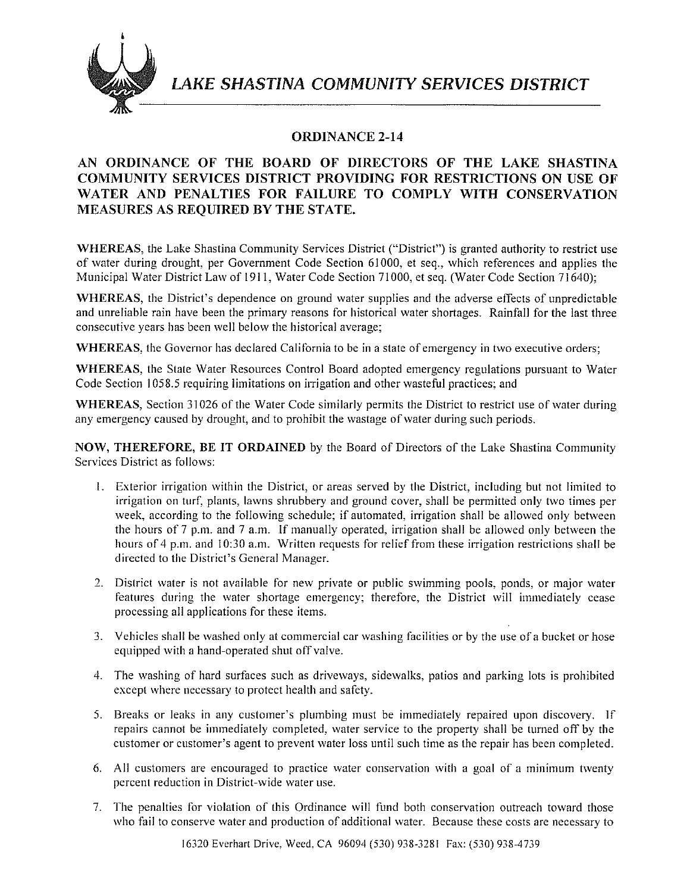# LAKE SHASTINA COMMUNITY SERVICES DISTRICT

## ORDINANCE 2-14

## AN ORDINANCE OF THE BOARD OF DIRECTORS OF THE LAKE SHASTINA COMMUNITY SERVICES DISTRICT PROVIDING FOR RESTRICTIONS ON USE OF WATER AND PENALTIES FOR FAILURE TO COMPLY WITH CONSERVATION MEASURES AS REQUIRED BY THE STATE.

**WHEREAS**, the Lake Shastina Community Services District ("District") is granted authority to restrict use of water during drought, per Government Code Section 61000, et seq., which references and applies the Municipal Water District Law of 1911, Water Code Section 71000, et seq. (Water Code Section 71640);

**WHEREAS**, the District's dependence on ground water supplies and the adverse effects of unpredictable and unreliable rain have been the primary reasons for historical water shortages. Rainfall for the last three consecutive years has been well below the historical average;

**WHEREAS**, the Governor has declared California to be in a state of emergency in two executive orders;

**WHEREAS**, the State Water Resources Control Board adopted emergency regulations pursuant to Water Code Section 1058.5 requiring limitations on irrigation and other wasteful practices; and

**WHEREAS**, Section 31026 of the Water Code similarly permits the District to restrict use of water during any emergency caused by drought, and to prohibit the wastage of water during such periods.

**NOW, THEREFORE, BE IT ORDAINED** by the Board of Directors of the Lake Shastina Community Services District as follows:

1. Exterior irrigation within the District, or areas served by the District, including but not limited to irrigation on turf, plants, lawns shrubbery and ground cover, shall be permitted only two times per week, according to the following schedule; if automated, irrigation shall be allowed only between the hours of 7 p.m. and 7 a.m. If manually operated, irrigation shall be allowed only between the hours of 4 p.m. and 10:30 a.m. Written requests for relief from these irrigation restrictions shall be directed to the District's General Manager.

2. District water is not available for new private or public swimming pools, ponds, or major water features during the water shortage emergency; therefore, the District will immediately cease processing all applications for these items.

3. Vehicles shall be washed only at commercial car washing facilities or by the use of a bucket or hose equipped with a hand-operated shut off valve.

4. The washing of hard surfaces such as driveways, sidewalks, patios and parking lots is prohibited except where necessary to protect health and safety.

5. Breaks or leaks in any customer's plumbing must be immediately repaired upon discovery. If repairs cannot be immediately completed, water service to the property shall be turned off by the customer or customer's agent to prevent water loss until such time as the repair has been completed.

6. All customers are encouraged to practice water conservation with a goal of a minimum twenty percent reduction in District-wide water use.

7. The penalties for violation of this Ordinance will fund both conservation outreach toward those who fail to conserve water and production of additional water. Because these costs are necessary to

16320 Everhart Drive, Weed, CA 96094 (530) 938-3281 Fax: (530) 938-4739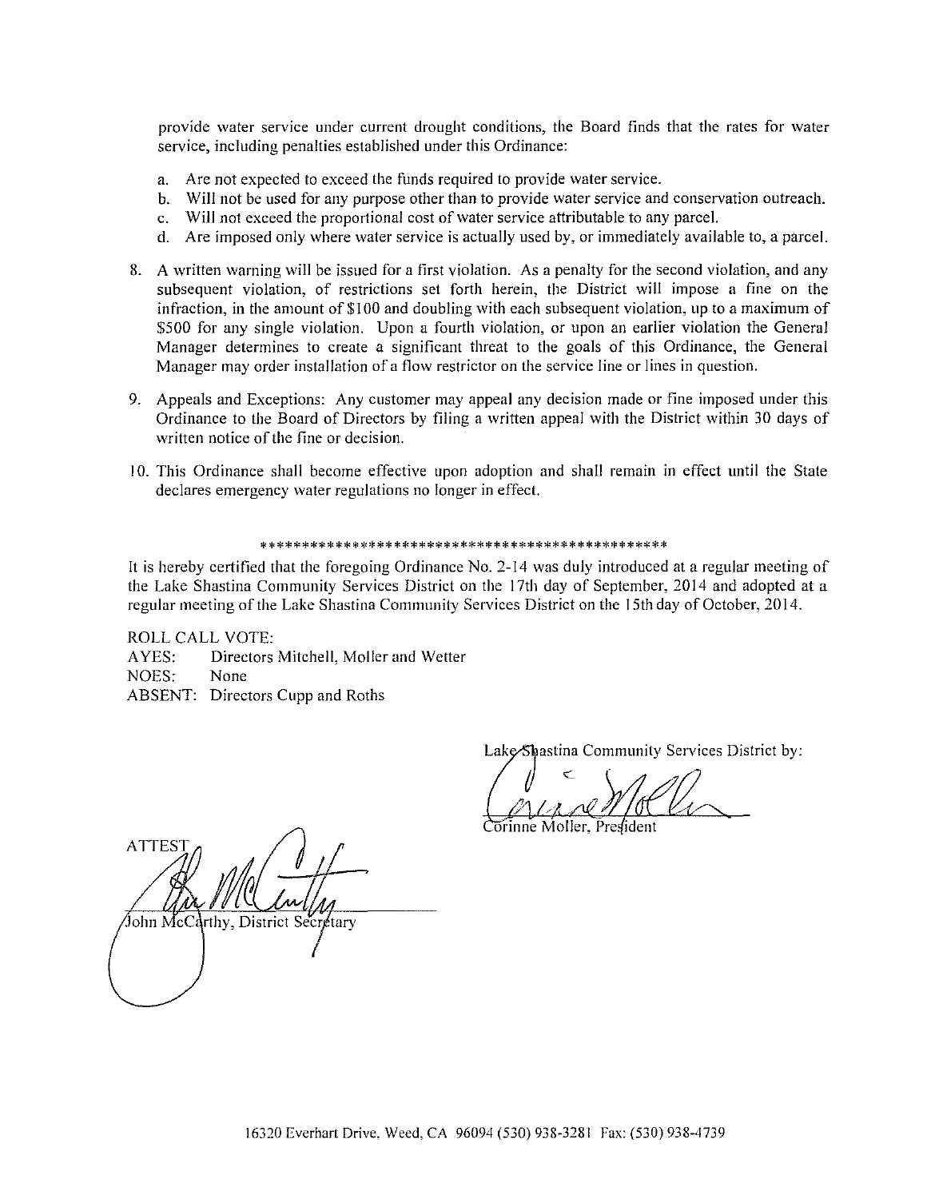provide water service under current drought conditions, the Board finds that the rates for water service, including penalties established under this Ordinance:

a. Are not expected to exceed the funds required to provide water service.
b. Will not be used for any purpose other than to provide water service and conservation outreach.
c. Will not exceed the proportional cost of water service attributable to any parcel.
d. Are imposed only where water service is actually used by, or immediately available to, a parcel.

8. A written warning will be issued for a first violation. As a penalty for the second violation, and any subsequent violation, of restrictions set forth herein, the District will impose a fine on the infraction, in the amount of $100 and doubling with each subsequent violation, up to a maximum of $500 for any single violation. Upon a fourth violation, or upon an earlier violation the General Manager determines to create a significant threat to the goals of this Ordinance, the General Manager may order installation of a flow restrictor on the service line or lines in question.

9. Appeals and Exceptions: Any customer may appeal any decision made or fine imposed under this Ordinance to the Board of Directors by filing a written appeal with the District within 30 days of written notice of the fine or decision.

10. This Ordinance shall become effective upon adoption and shall remain in effect until the State declares emergency water regulations no longer in effect.

*************************************************

It is hereby certified that the foregoing Ordinance No. 2-14 was duly introduced at a regular meeting of the Lake Shastina Community Services District on the 17th day of September, 2014 and adopted at a regular meeting of the Lake Shastina Community Services District on the 15th day of October, 2014.

ROLL CALL VOTE:
AYES: Directors Mitchell, Moller and Wetter
NOES: None
ABSENT: Directors Cupp and Roths

Lake Shastina Community Services District by:

Corinne Moller, President

ATTEST

John McCarthy, District Secretary

16320 Everhart Drive, Weed, CA 96094 (530) 938-3281 Fax: (530) 938-4739